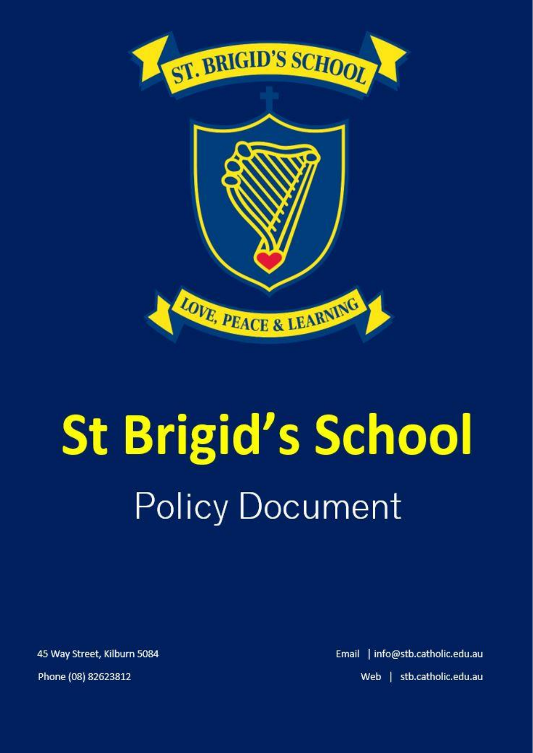ST. BRIGID'S SCHOOL

LOVE, PEACE & LEARNING

# St Brigid's School

## Policy Document

45 Way Street, Kilburn 5084

Phone (08) 82623812

Email | info@stb.catholic.edu.au

Web | stb.catholic.edu.au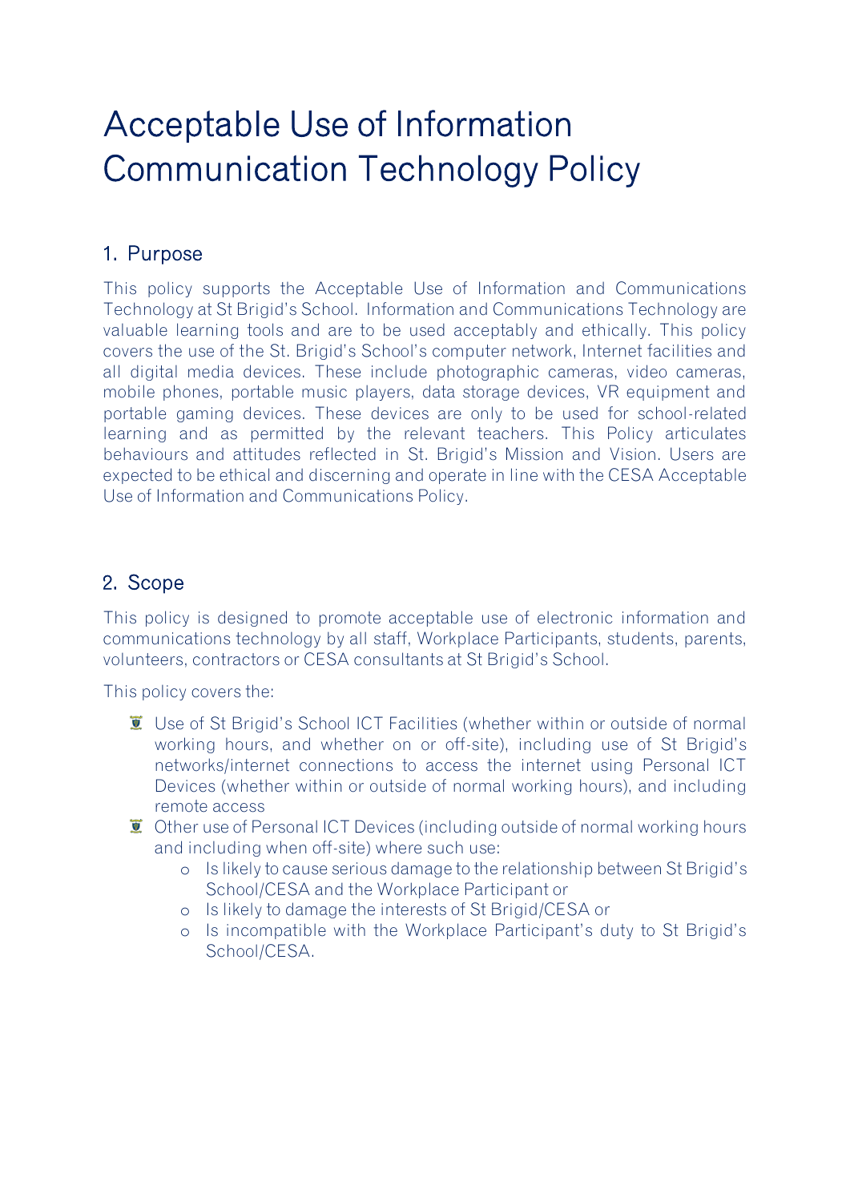# Acceptable Use of Information Communication Technology Policy

## 1. Purpose

This policy supports the Acceptable Use of Information and Communications Technology at St Brigid's School. Information and Communications Technology are valuable learning tools and are to be used acceptably and ethically. This policy covers the use of the St. Brigid's School's computer network, Internet facilities and all digital media devices. These include photographic cameras, video cameras, mobile phones, portable music players, data storage devices, VR equipment and portable gaming devices. These devices are only to be used for school-related learning and as permitted by the relevant teachers. This Policy articulates behaviours and attitudes reflected in St. Brigid's Mission and Vision. Users are expected to be ethical and discerning and operate in line with the CESA Acceptable Use of Information and Communications Policy.

## 2. Scope

This policy is designed to promote acceptable use of electronic information and communications technology by all staff, Workplace Participants, students, parents, volunteers, contractors or CESA consultants at St Brigid's School.

This policy covers the:

- Use of St Brigid's School ICT Facilities (whether within or outside of normal working hours, and whether on or off-site), including use of St Brigid's networks/internet connections to access the internet using Personal ICT Devices (whether within or outside of normal working hours), and including remote access
- Other use of Personal ICT Devices (including outside of normal working hours and including when off-site) where such use:
  - Is likely to cause serious damage to the relationship between St Brigid's School/CESA and the Workplace Participant or
  - Is likely to damage the interests of St Brigid/CESA or
  - Is incompatible with the Workplace Participant's duty to St Brigid's School/CESA.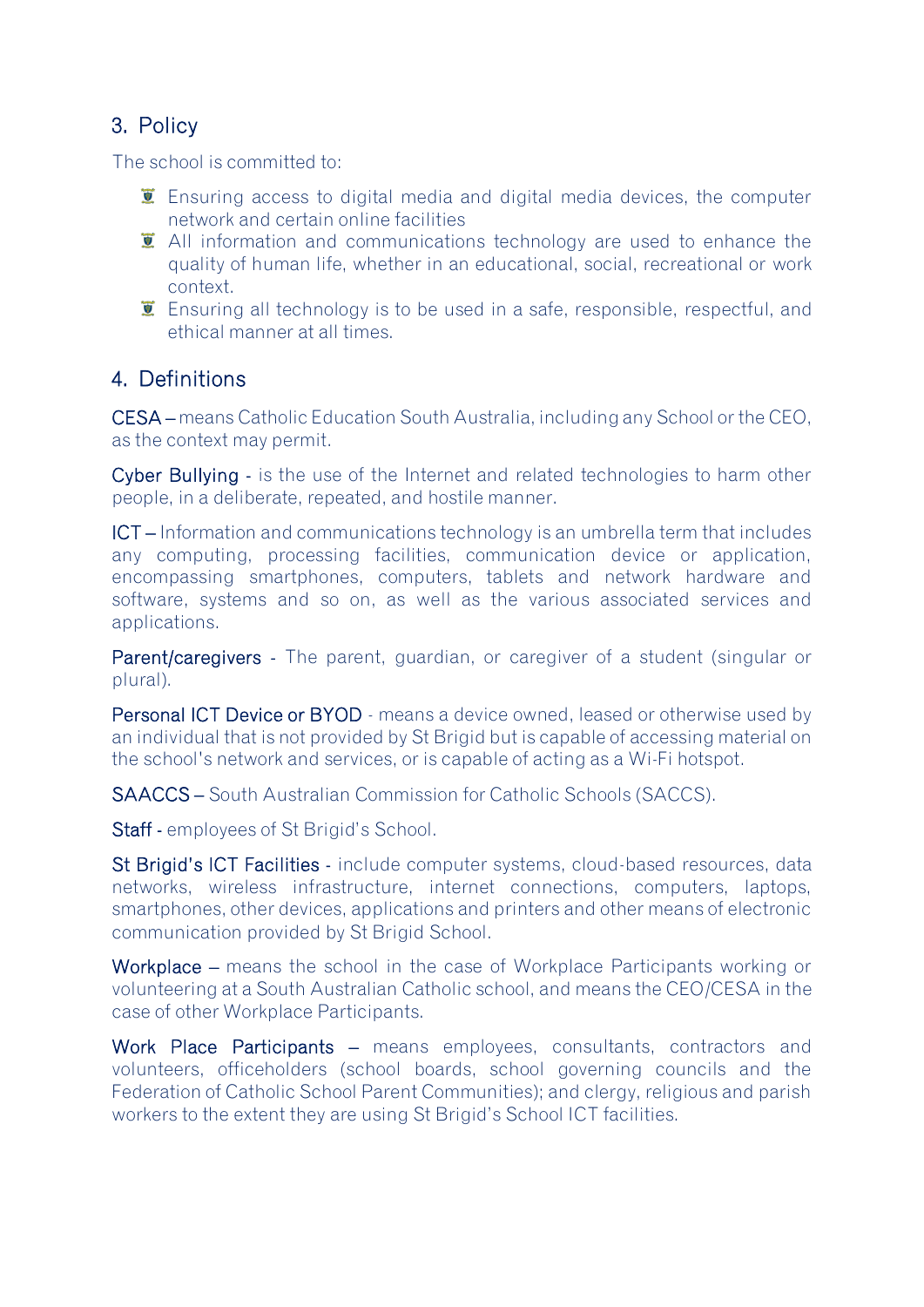## 3. Policy

The school is committed to:

- Ensuring access to digital media and digital media devices, the computer network and certain online facilities
- All information and communications technology are used to enhance the quality of human life, whether in an educational, social, recreational or work context.
- Ensuring all technology is to be used in a safe, responsible, respectful, and ethical manner at all times.

## 4. Definitions

CESA – means Catholic Education South Australia, including any School or the CEO, as the context may permit.

Cyber Bullying - is the use of the Internet and related technologies to harm other people, in a deliberate, repeated, and hostile manner.

ICT – Information and communications technology is an umbrella term that includes any computing, processing facilities, communication device or application, encompassing smartphones, computers, tablets and network hardware and software, systems and so on, as well as the various associated services and applications.

Parent/caregivers - The parent, guardian, or caregiver of a student (singular or plural).

Personal ICT Device or BYOD - means a device owned, leased or otherwise used by an individual that is not provided by St Brigid but is capable of accessing material on the school's network and services, or is capable of acting as a Wi-Fi hotspot.

SAACCS – South Australian Commission for Catholic Schools (SACCS).

Staff - employees of St Brigid's School.

St Brigid's ICT Facilities - include computer systems, cloud-based resources, data networks, wireless infrastructure, internet connections, computers, laptops, smartphones, other devices, applications and printers and other means of electronic communication provided by St Brigid School.

Workplace – means the school in the case of Workplace Participants working or volunteering at a South Australian Catholic school, and means the CEO/CESA in the case of other Workplace Participants.

Work Place Participants – means employees, consultants, contractors and volunteers, officeholders (school boards, school governing councils and the Federation of Catholic School Parent Communities); and clergy, religious and parish workers to the extent they are using St Brigid's School ICT facilities.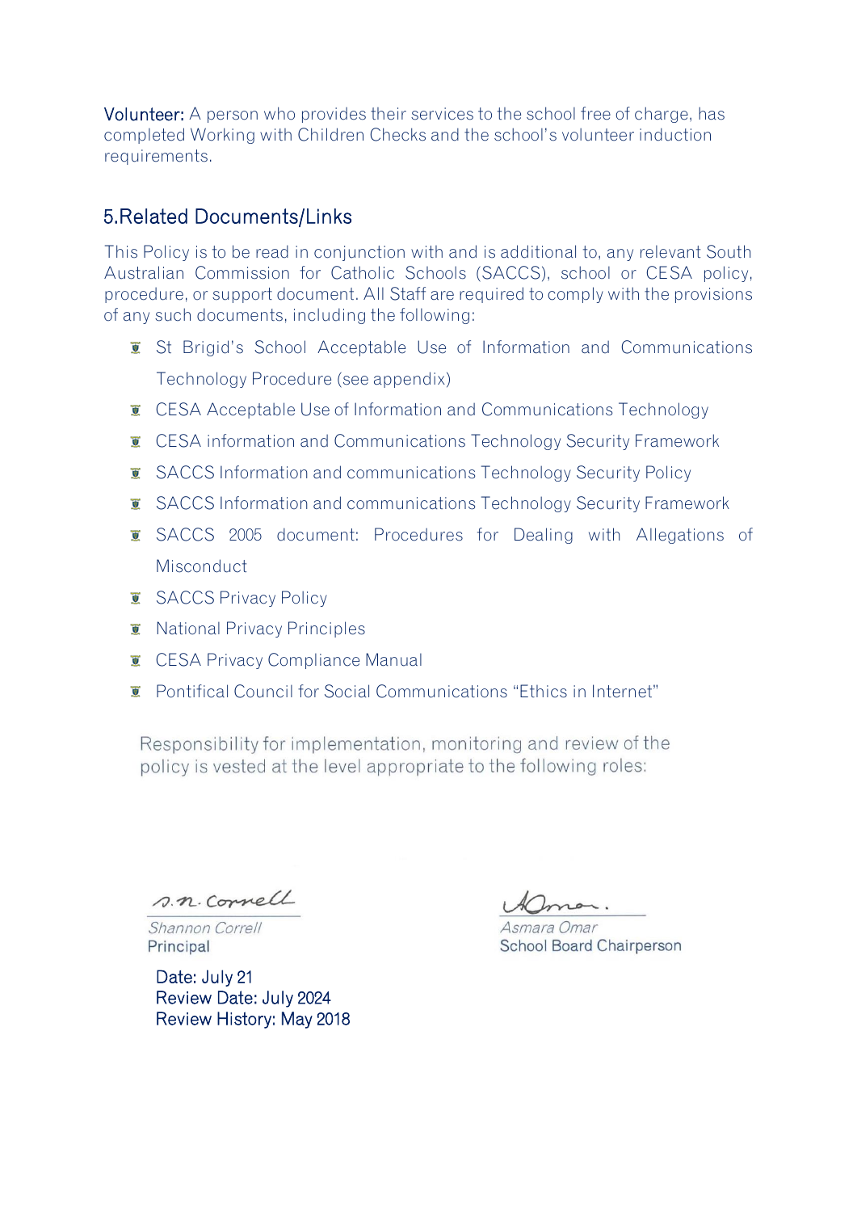**Volunteer:** A person who provides their services to the school free of charge, has completed Working with Children Checks and the school's volunteer induction requirements.

## 5.Related Documents/Links

This Policy is to be read in conjunction with and is additional to, any relevant South Australian Commission for Catholic Schools (SACCS), school or CESA policy, procedure, or support document. All Staff are required to comply with the provisions of any such documents, including the following:

- St Brigid's School Acceptable Use of Information and Communications Technology Procedure (see appendix)
- CESA Acceptable Use of Information and Communications Technology
- CESA information and Communications Technology Security Framework
- SACCS Information and communications Technology Security Policy
- SACCS Information and communications Technology Security Framework
- SACCS 2005 document: Procedures for Dealing with Allegations of Misconduct
- SACCS Privacy Policy
- National Privacy Principles
- CESA Privacy Compliance Manual
- Pontifical Council for Social Communications "Ethics in Internet"

Responsibility for implementation, monitoring and review of the policy is vested at the level appropriate to the following roles:

S.N. Correll
*Shannon Correll*
Principal

A Omar.
*Asmara Omar*
School Board Chairperson

Date: July 21
Review Date: July 2024
Review History: May 2018